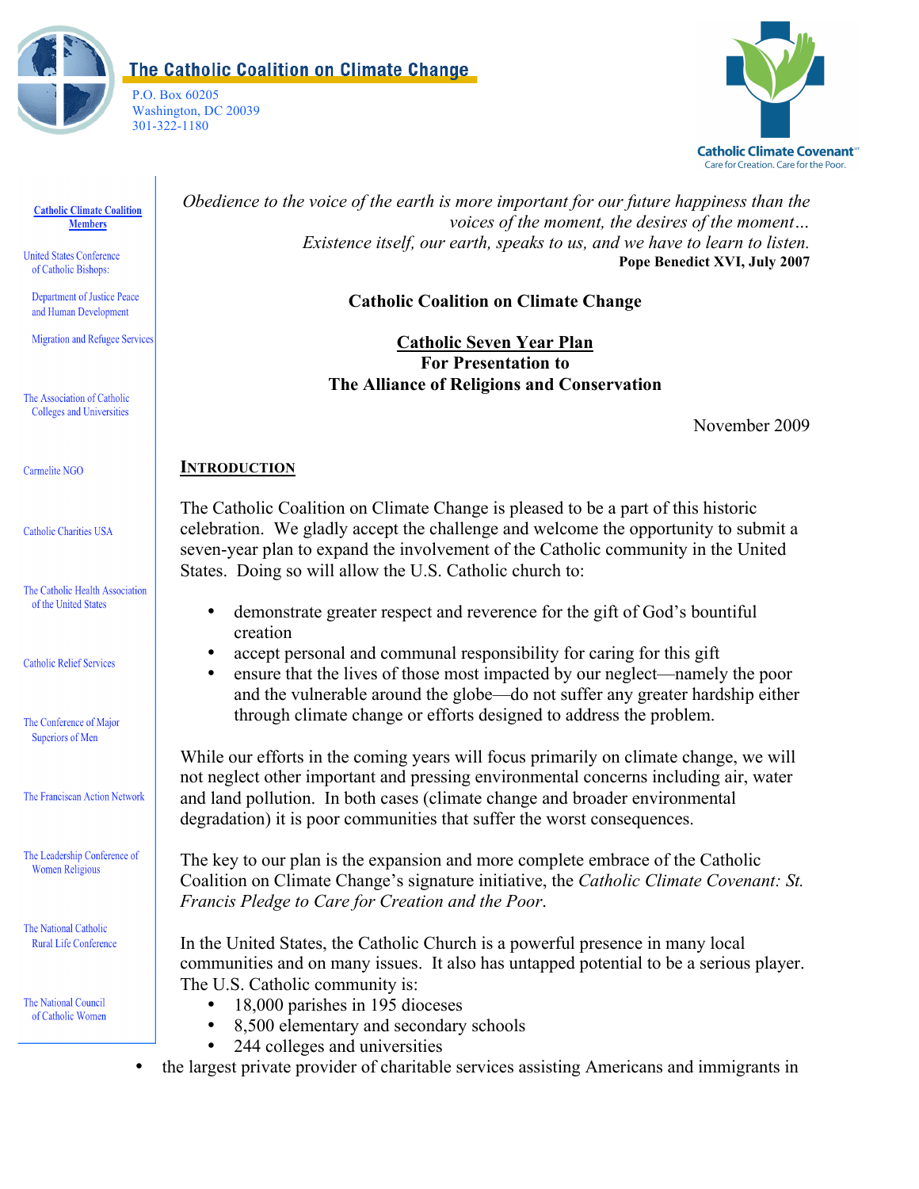**The Catholic Coalition on Climate Change**

P.O. Box 60205
Washington, DC 20039
301-322-1180

Catholic Climate Covenant
Care for Creation. Care for the Poor.

**Catholic Climate Coalition Members**

United States Conference of Catholic Bishops:

Department of Justice Peace and Human Development

Migration and Refugee Services

The Association of Catholic Colleges and Universities

Carmelite NGO

Catholic Charities USA

The Catholic Health Association of the United States

Catholic Relief Services

The Conference of Major Superiors of Men

The Franciscan Action Network

The Leadership Conference of Women Religious

The National Catholic Rural Life Conference

The National Council of Catholic Women

*Obedience to the voice of the earth is more important for our future happiness than the voices of the moment, the desires of the moment… Existence itself, our earth, speaks to us, and we have to learn to listen.*
**Pope Benedict XVI, July 2007**

## Catholic Coalition on Climate Change

## Catholic Seven Year Plan
## For Presentation to
## The Alliance of Religions and Conservation

November 2009

## INTRODUCTION

The Catholic Coalition on Climate Change is pleased to be a part of this historic celebration. We gladly accept the challenge and welcome the opportunity to submit a seven-year plan to expand the involvement of the Catholic community in the United States. Doing so will allow the U.S. Catholic church to:

- demonstrate greater respect and reverence for the gift of God's bountiful creation
- accept personal and communal responsibility for caring for this gift
- ensure that the lives of those most impacted by our neglect—namely the poor and the vulnerable around the globe—do not suffer any greater hardship either through climate change or efforts designed to address the problem.

While our efforts in the coming years will focus primarily on climate change, we will not neglect other important and pressing environmental concerns including air, water and land pollution. In both cases (climate change and broader environmental degradation) it is poor communities that suffer the worst consequences.

The key to our plan is the expansion and more complete embrace of the Catholic Coalition on Climate Change's signature initiative, the *Catholic Climate Covenant: St. Francis Pledge to Care for Creation and the Poor*.

In the United States, the Catholic Church is a powerful presence in many local communities and on many issues. It also has untapped potential to be a serious player. The U.S. Catholic community is:

- 18,000 parishes in 195 dioceses
- 8,500 elementary and secondary schools
- 244 colleges and universities
- the largest private provider of charitable services assisting Americans and immigrants in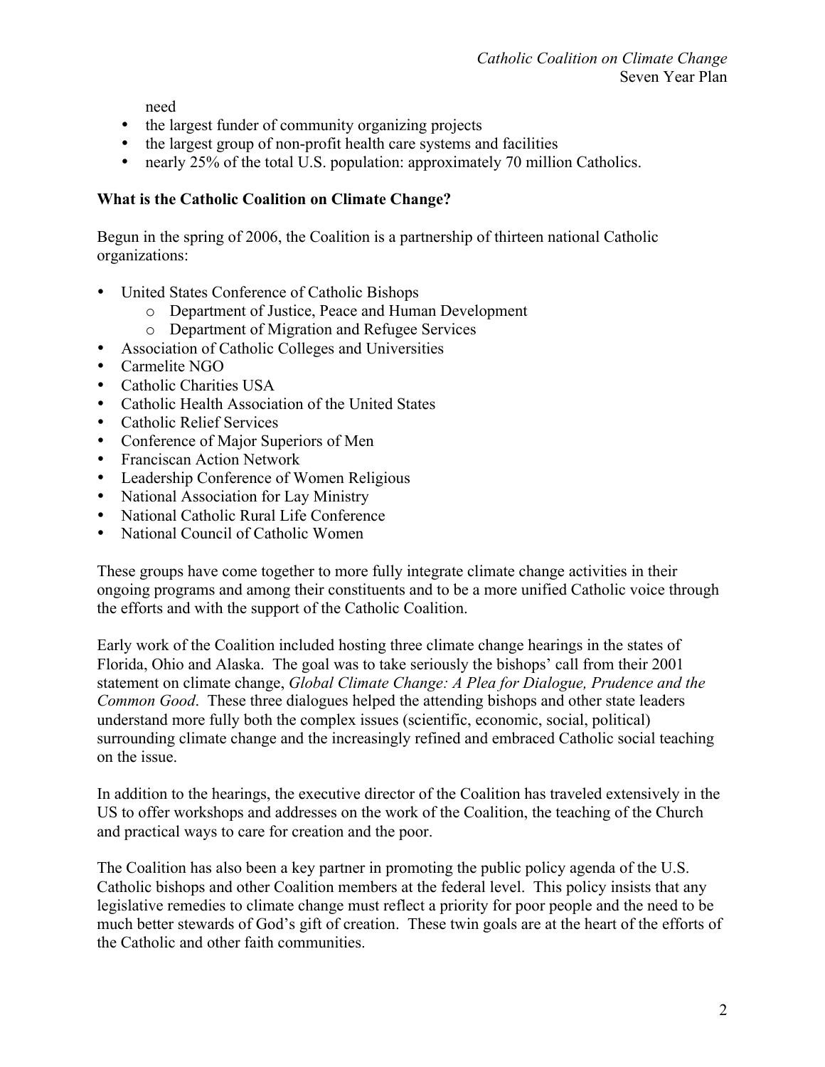need

- the largest funder of community organizing projects
- the largest group of non-profit health care systems and facilities
- nearly 25% of the total U.S. population: approximately 70 million Catholics.

**What is the Catholic Coalition on Climate Change?**

Begun in the spring of 2006, the Coalition is a partnership of thirteen national Catholic organizations:

- United States Conference of Catholic Bishops
  - Department of Justice, Peace and Human Development
  - Department of Migration and Refugee Services
- Association of Catholic Colleges and Universities
- Carmelite NGO
- Catholic Charities USA
- Catholic Health Association of the United States
- Catholic Relief Services
- Conference of Major Superiors of Men
- Franciscan Action Network
- Leadership Conference of Women Religious
- National Association for Lay Ministry
- National Catholic Rural Life Conference
- National Council of Catholic Women

These groups have come together to more fully integrate climate change activities in their ongoing programs and among their constituents and to be a more unified Catholic voice through the efforts and with the support of the Catholic Coalition.

Early work of the Coalition included hosting three climate change hearings in the states of Florida, Ohio and Alaska. The goal was to take seriously the bishops' call from their 2001 statement on climate change, *Global Climate Change: A Plea for Dialogue, Prudence and the Common Good*. These three dialogues helped the attending bishops and other state leaders understand more fully both the complex issues (scientific, economic, social, political) surrounding climate change and the increasingly refined and embraced Catholic social teaching on the issue.

In addition to the hearings, the executive director of the Coalition has traveled extensively in the US to offer workshops and addresses on the work of the Coalition, the teaching of the Church and practical ways to care for creation and the poor.

The Coalition has also been a key partner in promoting the public policy agenda of the U.S. Catholic bishops and other Coalition members at the federal level. This policy insists that any legislative remedies to climate change must reflect a priority for poor people and the need to be much better stewards of God's gift of creation. These twin goals are at the heart of the efforts of the Catholic and other faith communities.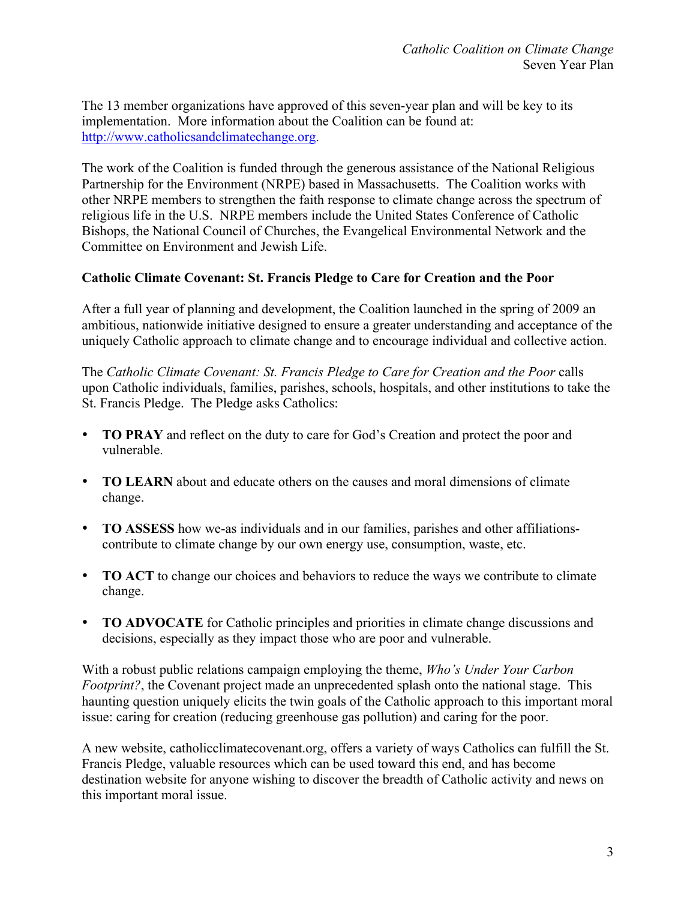The 13 member organizations have approved of this seven-year plan and will be key to its implementation. More information about the Coalition can be found at: [http://www.catholicsandclimatechange.org](http://www.catholicsandclimatechange.org).

The work of the Coalition is funded through the generous assistance of the National Religious Partnership for the Environment (NRPE) based in Massachusetts. The Coalition works with other NRPE members to strengthen the faith response to climate change across the spectrum of religious life in the U.S. NRPE members include the United States Conference of Catholic Bishops, the National Council of Churches, the Evangelical Environmental Network and the Committee on Environment and Jewish Life.

**Catholic Climate Covenant: St. Francis Pledge to Care for Creation and the Poor**

After a full year of planning and development, the Coalition launched in the spring of 2009 an ambitious, nationwide initiative designed to ensure a greater understanding and acceptance of the uniquely Catholic approach to climate change and to encourage individual and collective action.

The *Catholic Climate Covenant: St. Francis Pledge to Care for Creation and the Poor* calls upon Catholic individuals, families, parishes, schools, hospitals, and other institutions to take the St. Francis Pledge. The Pledge asks Catholics:

- **TO PRAY** and reflect on the duty to care for God's Creation and protect the poor and vulnerable.
- **TO LEARN** about and educate others on the causes and moral dimensions of climate change.
- **TO ASSESS** how we-as individuals and in our families, parishes and other affiliations-contribute to climate change by our own energy use, consumption, waste, etc.
- **TO ACT** to change our choices and behaviors to reduce the ways we contribute to climate change.
- **TO ADVOCATE** for Catholic principles and priorities in climate change discussions and decisions, especially as they impact those who are poor and vulnerable.

With a robust public relations campaign employing the theme, *Who's Under Your Carbon Footprint?*, the Covenant project made an unprecedented splash onto the national stage. This haunting question uniquely elicits the twin goals of the Catholic approach to this important moral issue: caring for creation (reducing greenhouse gas pollution) and caring for the poor.

A new website, catholicclimatecovenant.org, offers a variety of ways Catholics can fulfill the St. Francis Pledge, valuable resources which can be used toward this end, and has become destination website for anyone wishing to discover the breadth of Catholic activity and news on this important moral issue.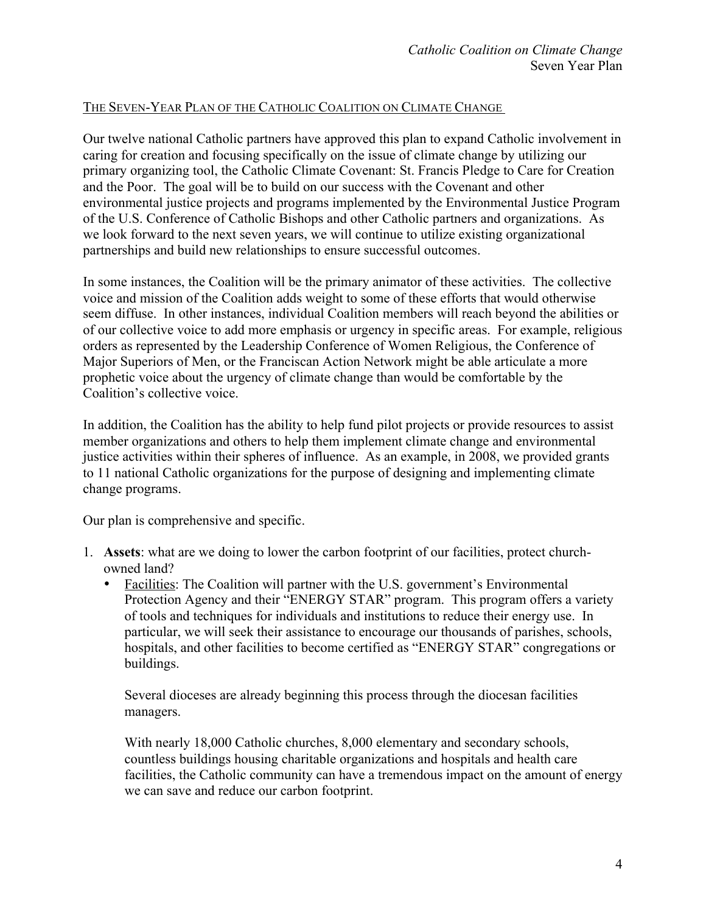## The Seven-Year Plan of the Catholic Coalition on Climate Change

Our twelve national Catholic partners have approved this plan to expand Catholic involvement in caring for creation and focusing specifically on the issue of climate change by utilizing our primary organizing tool, the Catholic Climate Covenant: St. Francis Pledge to Care for Creation and the Poor. The goal will be to build on our success with the Covenant and other environmental justice projects and programs implemented by the Environmental Justice Program of the U.S. Conference of Catholic Bishops and other Catholic partners and organizations. As we look forward to the next seven years, we will continue to utilize existing organizational partnerships and build new relationships to ensure successful outcomes.

In some instances, the Coalition will be the primary animator of these activities. The collective voice and mission of the Coalition adds weight to some of these efforts that would otherwise seem diffuse. In other instances, individual Coalition members will reach beyond the abilities or of our collective voice to add more emphasis or urgency in specific areas. For example, religious orders as represented by the Leadership Conference of Women Religious, the Conference of Major Superiors of Men, or the Franciscan Action Network might be able articulate a more prophetic voice about the urgency of climate change than would be comfortable by the Coalition's collective voice.

In addition, the Coalition has the ability to help fund pilot projects or provide resources to assist member organizations and others to help them implement climate change and environmental justice activities within their spheres of influence. As an example, in 2008, we provided grants to 11 national Catholic organizations for the purpose of designing and implementing climate change programs.

Our plan is comprehensive and specific.

1. **Assets**: what are we doing to lower the carbon footprint of our facilities, protect church-owned land?
   - Facilities: The Coalition will partner with the U.S. government's Environmental Protection Agency and their "ENERGY STAR" program. This program offers a variety of tools and techniques for individuals and institutions to reduce their energy use. In particular, we will seek their assistance to encourage our thousands of parishes, schools, hospitals, and other facilities to become certified as "ENERGY STAR" congregations or buildings.

     Several dioceses are already beginning this process through the diocesan facilities managers.

     With nearly 18,000 Catholic churches, 8,000 elementary and secondary schools, countless buildings housing charitable organizations and hospitals and health care facilities, the Catholic community can have a tremendous impact on the amount of energy we can save and reduce our carbon footprint.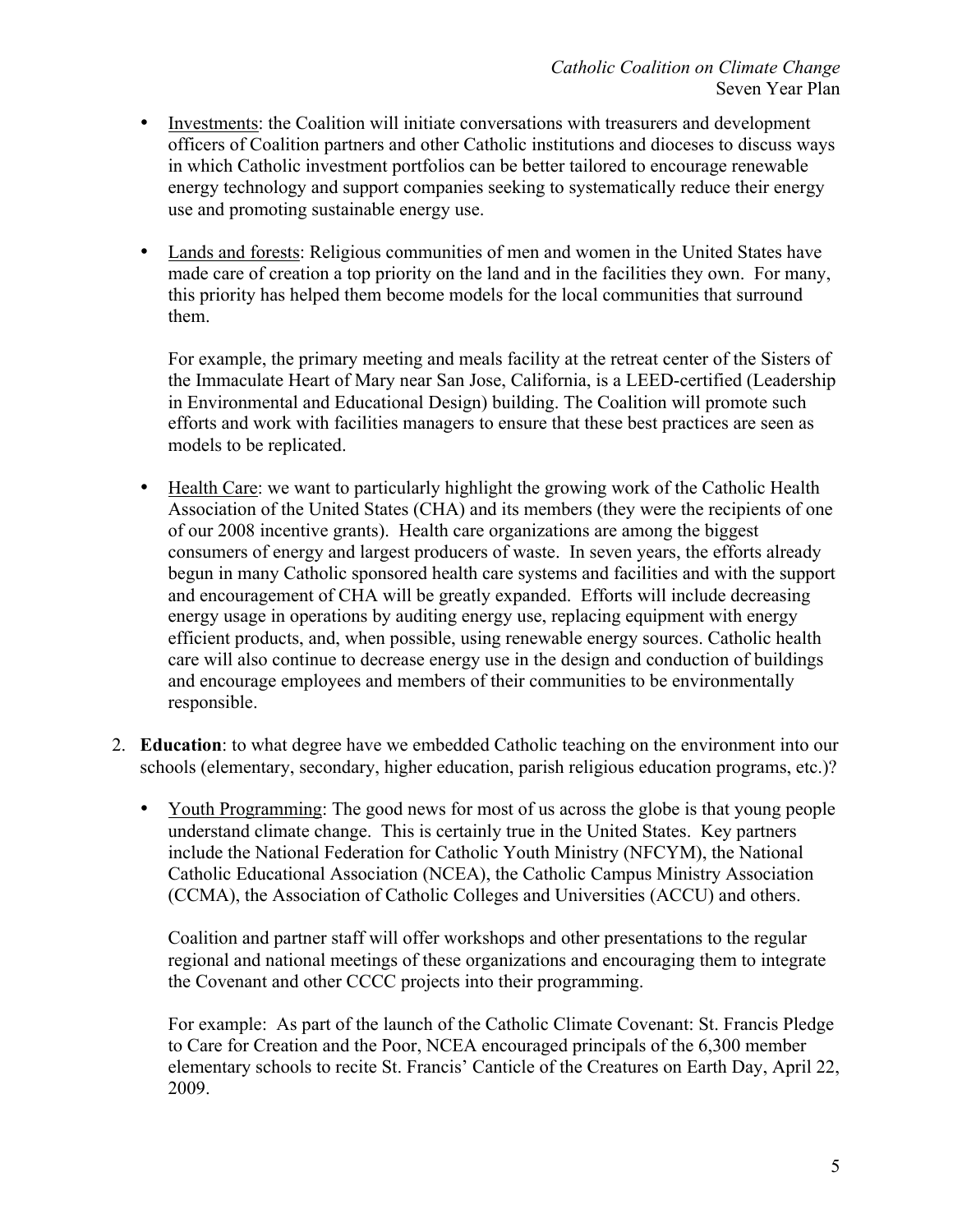- Investments: the Coalition will initiate conversations with treasurers and development officers of Coalition partners and other Catholic institutions and dioceses to discuss ways in which Catholic investment portfolios can be better tailored to encourage renewable energy technology and support companies seeking to systematically reduce their energy use and promoting sustainable energy use.

- Lands and forests: Religious communities of men and women in the United States have made care of creation a top priority on the land and in the facilities they own. For many, this priority has helped them become models for the local communities that surround them.

  For example, the primary meeting and meals facility at the retreat center of the Sisters of the Immaculate Heart of Mary near San Jose, California, is a LEED-certified (Leadership in Environmental and Educational Design) building. The Coalition will promote such efforts and work with facilities managers to ensure that these best practices are seen as models to be replicated.

- Health Care: we want to particularly highlight the growing work of the Catholic Health Association of the United States (CHA) and its members (they were the recipients of one of our 2008 incentive grants). Health care organizations are among the biggest consumers of energy and largest producers of waste. In seven years, the efforts already begun in many Catholic sponsored health care systems and facilities and with the support and encouragement of CHA will be greatly expanded. Efforts will include decreasing energy usage in operations by auditing energy use, replacing equipment with energy efficient products, and, when possible, using renewable energy sources. Catholic health care will also continue to decrease energy use in the design and conduction of buildings and encourage employees and members of their communities to be environmentally responsible.

2. **Education**: to what degree have we embedded Catholic teaching on the environment into our schools (elementary, secondary, higher education, parish religious education programs, etc.)?

   - Youth Programming: The good news for most of us across the globe is that young people understand climate change. This is certainly true in the United States. Key partners include the National Federation for Catholic Youth Ministry (NFCYM), the National Catholic Educational Association (NCEA), the Catholic Campus Ministry Association (CCMA), the Association of Catholic Colleges and Universities (ACCU) and others.

     Coalition and partner staff will offer workshops and other presentations to the regular regional and national meetings of these organizations and encouraging them to integrate the Covenant and other CCCC projects into their programming.

     For example: As part of the launch of the Catholic Climate Covenant: St. Francis Pledge to Care for Creation and the Poor, NCEA encouraged principals of the 6,300 member elementary schools to recite St. Francis' Canticle of the Creatures on Earth Day, April 22, 2009.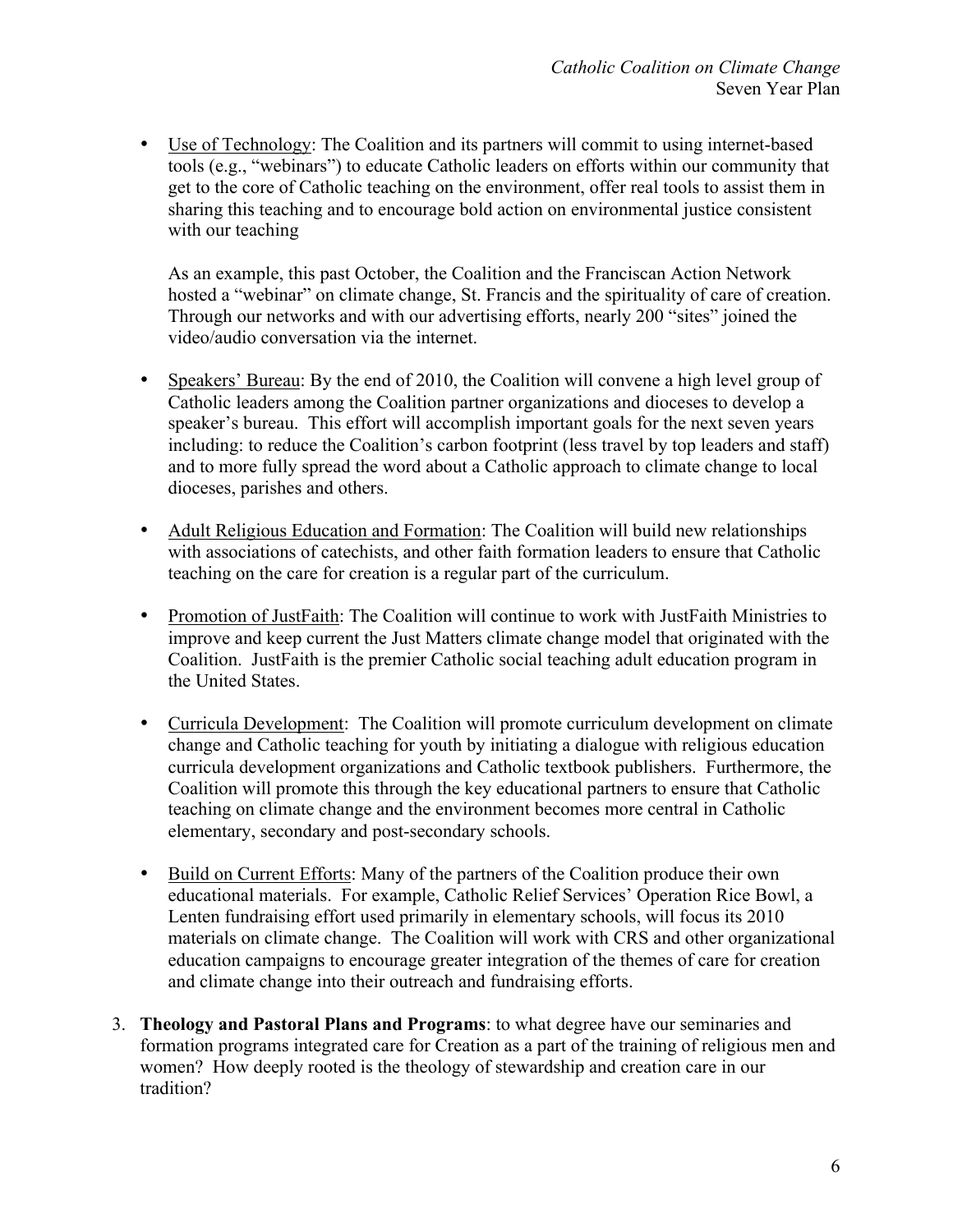- Use of Technology: The Coalition and its partners will commit to using internet-based tools (e.g., "webinars") to educate Catholic leaders on efforts within our community that get to the core of Catholic teaching on the environment, offer real tools to assist them in sharing this teaching and to encourage bold action on environmental justice consistent with our teaching

  As an example, this past October, the Coalition and the Franciscan Action Network hosted a "webinar" on climate change, St. Francis and the spirituality of care of creation. Through our networks and with our advertising efforts, nearly 200 "sites" joined the video/audio conversation via the internet.

- Speakers' Bureau: By the end of 2010, the Coalition will convene a high level group of Catholic leaders among the Coalition partner organizations and dioceses to develop a speaker's bureau. This effort will accomplish important goals for the next seven years including: to reduce the Coalition's carbon footprint (less travel by top leaders and staff) and to more fully spread the word about a Catholic approach to climate change to local dioceses, parishes and others.

- Adult Religious Education and Formation: The Coalition will build new relationships with associations of catechists, and other faith formation leaders to ensure that Catholic teaching on the care for creation is a regular part of the curriculum.

- Promotion of JustFaith: The Coalition will continue to work with JustFaith Ministries to improve and keep current the Just Matters climate change model that originated with the Coalition. JustFaith is the premier Catholic social teaching adult education program in the United States.

- Curricula Development: The Coalition will promote curriculum development on climate change and Catholic teaching for youth by initiating a dialogue with religious education curricula development organizations and Catholic textbook publishers. Furthermore, the Coalition will promote this through the key educational partners to ensure that Catholic teaching on climate change and the environment becomes more central in Catholic elementary, secondary and post-secondary schools.

- Build on Current Efforts: Many of the partners of the Coalition produce their own educational materials. For example, Catholic Relief Services' Operation Rice Bowl, a Lenten fundraising effort used primarily in elementary schools, will focus its 2010 materials on climate change. The Coalition will work with CRS and other organizational education campaigns to encourage greater integration of the themes of care for creation and climate change into their outreach and fundraising efforts.

3. **Theology and Pastoral Plans and Programs**: to what degree have our seminaries and formation programs integrated care for Creation as a part of the training of religious men and women? How deeply rooted is the theology of stewardship and creation care in our tradition?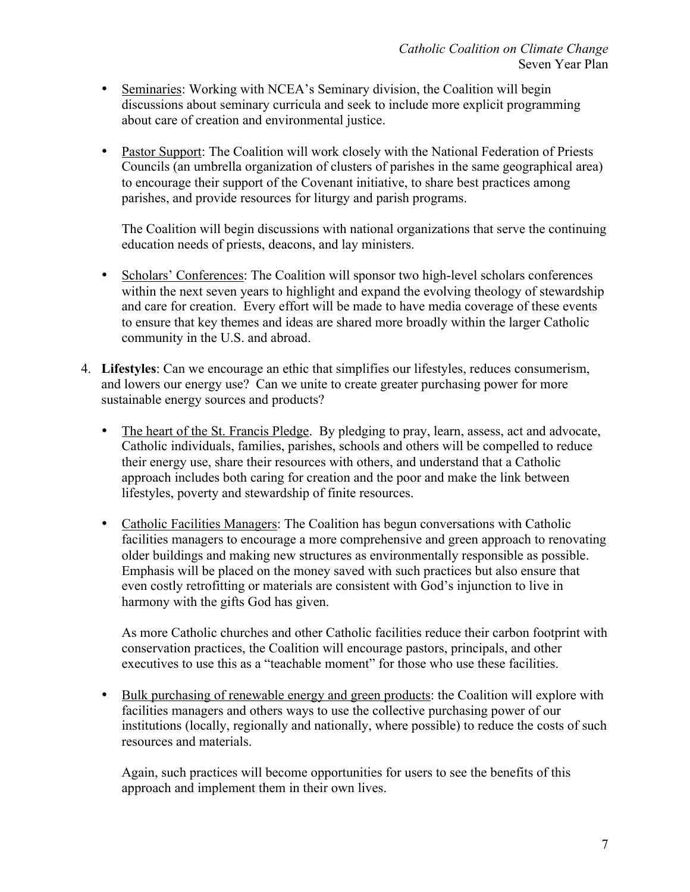- Seminaries: Working with NCEA's Seminary division, the Coalition will begin discussions about seminary curricula and seek to include more explicit programming about care of creation and environmental justice.

- Pastor Support: The Coalition will work closely with the National Federation of Priests Councils (an umbrella organization of clusters of parishes in the same geographical area) to encourage their support of the Covenant initiative, to share best practices among parishes, and provide resources for liturgy and parish programs.

  The Coalition will begin discussions with national organizations that serve the continuing education needs of priests, deacons, and lay ministers.

- Scholars' Conferences: The Coalition will sponsor two high-level scholars conferences within the next seven years to highlight and expand the evolving theology of stewardship and care for creation. Every effort will be made to have media coverage of these events to ensure that key themes and ideas are shared more broadly within the larger Catholic community in the U.S. and abroad.

4. **Lifestyles**: Can we encourage an ethic that simplifies our lifestyles, reduces consumerism, and lowers our energy use? Can we unite to create greater purchasing power for more sustainable energy sources and products?

   - The heart of the St. Francis Pledge. By pledging to pray, learn, assess, act and advocate, Catholic individuals, families, parishes, schools and others will be compelled to reduce their energy use, share their resources with others, and understand that a Catholic approach includes both caring for creation and the poor and make the link between lifestyles, poverty and stewardship of finite resources.

   - Catholic Facilities Managers: The Coalition has begun conversations with Catholic facilities managers to encourage a more comprehensive and green approach to renovating older buildings and making new structures as environmentally responsible as possible. Emphasis will be placed on the money saved with such practices but also ensure that even costly retrofitting or materials are consistent with God's injunction to live in harmony with the gifts God has given.

     As more Catholic churches and other Catholic facilities reduce their carbon footprint with conservation practices, the Coalition will encourage pastors, principals, and other executives to use this as a "teachable moment" for those who use these facilities.

   - Bulk purchasing of renewable energy and green products: the Coalition will explore with facilities managers and others ways to use the collective purchasing power of our institutions (locally, regionally and nationally, where possible) to reduce the costs of such resources and materials.

     Again, such practices will become opportunities for users to see the benefits of this approach and implement them in their own lives.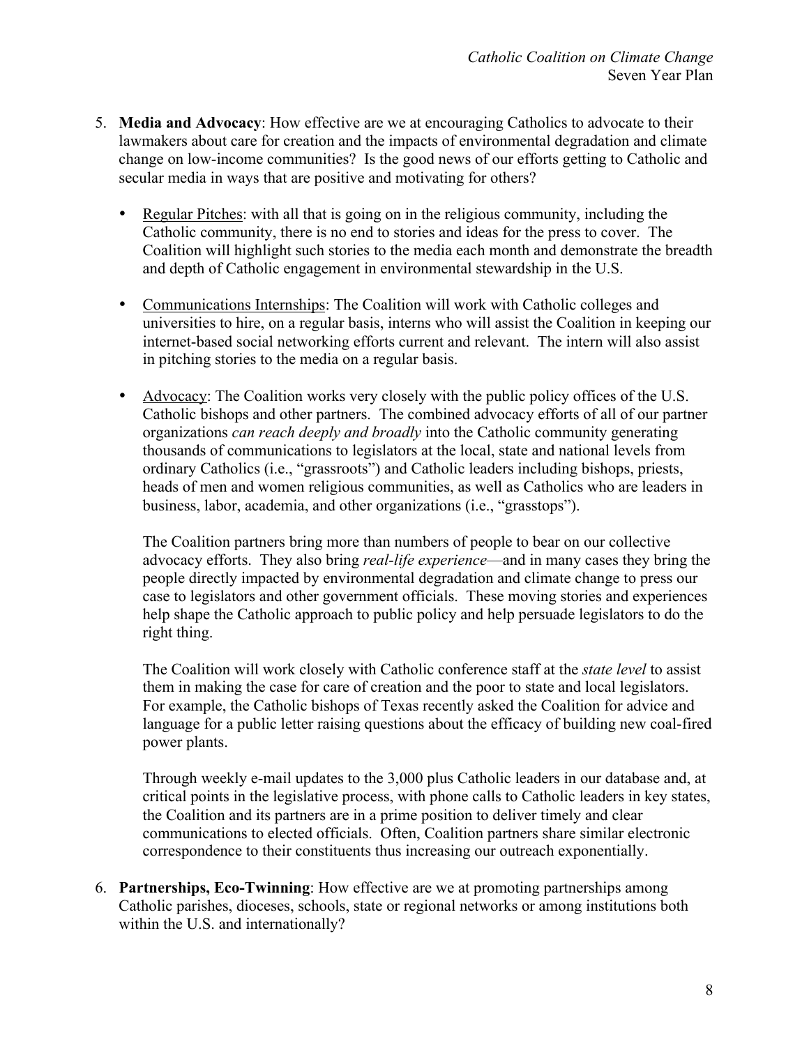5. **Media and Advocacy**: How effective are we at encouraging Catholics to advocate to their lawmakers about care for creation and the impacts of environmental degradation and climate change on low-income communities? Is the good news of our efforts getting to Catholic and secular media in ways that are positive and motivating for others?

   - Regular Pitches: with all that is going on in the religious community, including the Catholic community, there is no end to stories and ideas for the press to cover. The Coalition will highlight such stories to the media each month and demonstrate the breadth and depth of Catholic engagement in environmental stewardship in the U.S.

   - Communications Internships: The Coalition will work with Catholic colleges and universities to hire, on a regular basis, interns who will assist the Coalition in keeping our internet-based social networking efforts current and relevant. The intern will also assist in pitching stories to the media on a regular basis.

   - Advocacy: The Coalition works very closely with the public policy offices of the U.S. Catholic bishops and other partners. The combined advocacy efforts of all of our partner organizations *can reach deeply and broadly* into the Catholic community generating thousands of communications to legislators at the local, state and national levels from ordinary Catholics (i.e., "grassroots") and Catholic leaders including bishops, priests, heads of men and women religious communities, as well as Catholics who are leaders in business, labor, academia, and other organizations (i.e., "grasstops").

     The Coalition partners bring more than numbers of people to bear on our collective advocacy efforts. They also bring *real-life experience*—and in many cases they bring the people directly impacted by environmental degradation and climate change to press our case to legislators and other government officials. These moving stories and experiences help shape the Catholic approach to public policy and help persuade legislators to do the right thing.

     The Coalition will work closely with Catholic conference staff at the *state level* to assist them in making the case for care of creation and the poor to state and local legislators. For example, the Catholic bishops of Texas recently asked the Coalition for advice and language for a public letter raising questions about the efficacy of building new coal-fired power plants.

     Through weekly e-mail updates to the 3,000 plus Catholic leaders in our database and, at critical points in the legislative process, with phone calls to Catholic leaders in key states, the Coalition and its partners are in a prime position to deliver timely and clear communications to elected officials. Often, Coalition partners share similar electronic correspondence to their constituents thus increasing our outreach exponentially.

6. **Partnerships, Eco-Twinning**: How effective are we at promoting partnerships among Catholic parishes, dioceses, schools, state or regional networks or among institutions both within the U.S. and internationally?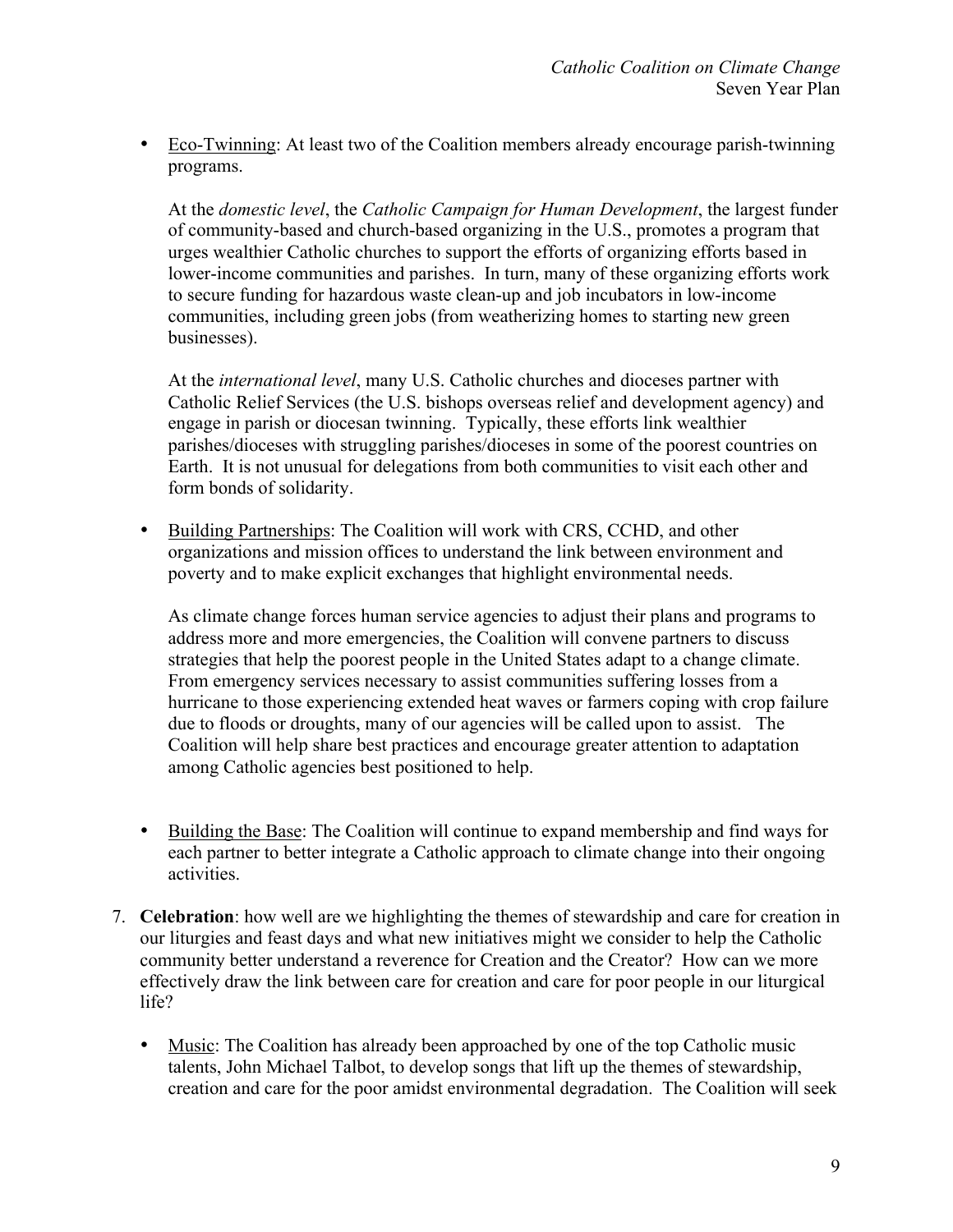- Eco-Twinning: At least two of the Coalition members already encourage parish-twinning programs.

  At the *domestic level*, the *Catholic Campaign for Human Development*, the largest funder of community-based and church-based organizing in the U.S., promotes a program that urges wealthier Catholic churches to support the efforts of organizing efforts based in lower-income communities and parishes. In turn, many of these organizing efforts work to secure funding for hazardous waste clean-up and job incubators in low-income communities, including green jobs (from weatherizing homes to starting new green businesses).

  At the *international level*, many U.S. Catholic churches and dioceses partner with Catholic Relief Services (the U.S. bishops overseas relief and development agency) and engage in parish or diocesan twinning. Typically, these efforts link wealthier parishes/dioceses with struggling parishes/dioceses in some of the poorest countries on Earth. It is not unusual for delegations from both communities to visit each other and form bonds of solidarity.

- Building Partnerships: The Coalition will work with CRS, CCHD, and other organizations and mission offices to understand the link between environment and poverty and to make explicit exchanges that highlight environmental needs.

  As climate change forces human service agencies to adjust their plans and programs to address more and more emergencies, the Coalition will convene partners to discuss strategies that help the poorest people in the United States adapt to a change climate. From emergency services necessary to assist communities suffering losses from a hurricane to those experiencing extended heat waves or farmers coping with crop failure due to floods or droughts, many of our agencies will be called upon to assist. The Coalition will help share best practices and encourage greater attention to adaptation among Catholic agencies best positioned to help.

- Building the Base: The Coalition will continue to expand membership and find ways for each partner to better integrate a Catholic approach to climate change into their ongoing activities.

7. **Celebration**: how well are we highlighting the themes of stewardship and care for creation in our liturgies and feast days and what new initiatives might we consider to help the Catholic community better understand a reverence for Creation and the Creator? How can we more effectively draw the link between care for creation and care for poor people in our liturgical life?

   - Music: The Coalition has already been approached by one of the top Catholic music talents, John Michael Talbot, to develop songs that lift up the themes of stewardship, creation and care for the poor amidst environmental degradation. The Coalition will seek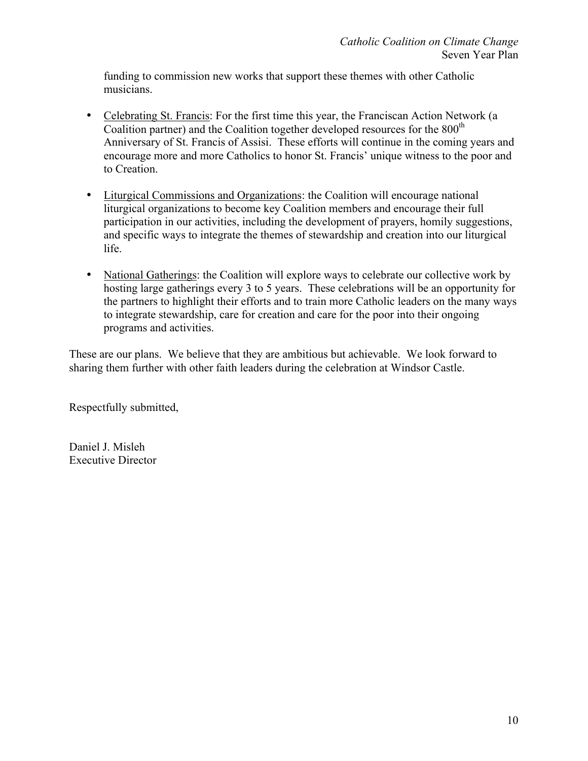funding to commission new works that support these themes with other Catholic musicians.

- Celebrating St. Francis: For the first time this year, the Franciscan Action Network (a Coalition partner) and the Coalition together developed resources for the 800th Anniversary of St. Francis of Assisi. These efforts will continue in the coming years and encourage more and more Catholics to honor St. Francis' unique witness to the poor and to Creation.

- Liturgical Commissions and Organizations: the Coalition will encourage national liturgical organizations to become key Coalition members and encourage their full participation in our activities, including the development of prayers, homily suggestions, and specific ways to integrate the themes of stewardship and creation into our liturgical life.

- National Gatherings: the Coalition will explore ways to celebrate our collective work by hosting large gatherings every 3 to 5 years. These celebrations will be an opportunity for the partners to highlight their efforts and to train more Catholic leaders on the many ways to integrate stewardship, care for creation and care for the poor into their ongoing programs and activities.

These are our plans. We believe that they are ambitious but achievable. We look forward to sharing them further with other faith leaders during the celebration at Windsor Castle.

Respectfully submitted,

Daniel J. Misleh
Executive Director